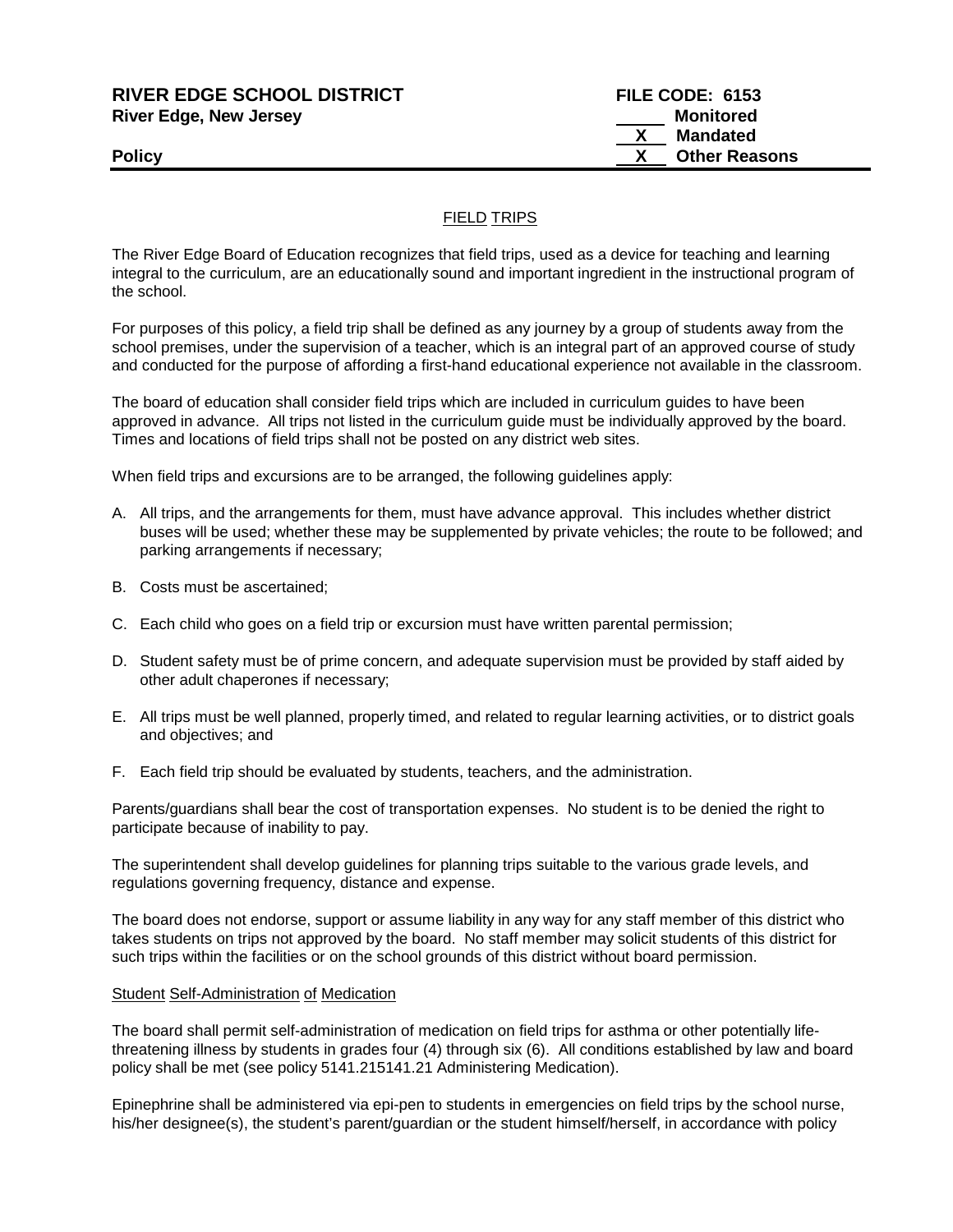**RIVER EDGE SCHOOL DISTRICT** **FILE CODE: 6153**
**River Edge, New Jersey**

_____ **Monitored**
__X__ **Mandated**
__X__ **Other Reasons**

**Policy**

## FIELD TRIPS

The River Edge Board of Education recognizes that field trips, used as a device for teaching and learning integral to the curriculum, are an educationally sound and important ingredient in the instructional program of the school.

For purposes of this policy, a field trip shall be defined as any journey by a group of students away from the school premises, under the supervision of a teacher, which is an integral part of an approved course of study and conducted for the purpose of affording a first-hand educational experience not available in the classroom.

The board of education shall consider field trips which are included in curriculum guides to have been approved in advance. All trips not listed in the curriculum guide must be individually approved by the board. Times and locations of field trips shall not be posted on any district web sites.

When field trips and excursions are to be arranged, the following guidelines apply:

A. All trips, and the arrangements for them, must have advance approval. This includes whether district buses will be used; whether these may be supplemented by private vehicles; the route to be followed; and parking arrangements if necessary;

B. Costs must be ascertained;

C. Each child who goes on a field trip or excursion must have written parental permission;

D. Student safety must be of prime concern, and adequate supervision must be provided by staff aided by other adult chaperones if necessary;

E. All trips must be well planned, properly timed, and related to regular learning activities, or to district goals and objectives; and

F. Each field trip should be evaluated by students, teachers, and the administration.

Parents/guardians shall bear the cost of transportation expenses. No student is to be denied the right to participate because of inability to pay.

The superintendent shall develop guidelines for planning trips suitable to the various grade levels, and regulations governing frequency, distance and expense.

The board does not endorse, support or assume liability in any way for any staff member of this district who takes students on trips not approved by the board. No staff member may solicit students of this district for such trips within the facilities or on the school grounds of this district without board permission.

### Student Self-Administration of Medication

The board shall permit self-administration of medication on field trips for asthma or other potentially life-threatening illness by students in grades four (4) through six (6). All conditions established by law and board policy shall be met (see policy 5141.215141.21 Administering Medication).

Epinephrine shall be administered via epi-pen to students in emergencies on field trips by the school nurse, his/her designee(s), the student's parent/guardian or the student himself/herself, in accordance with policy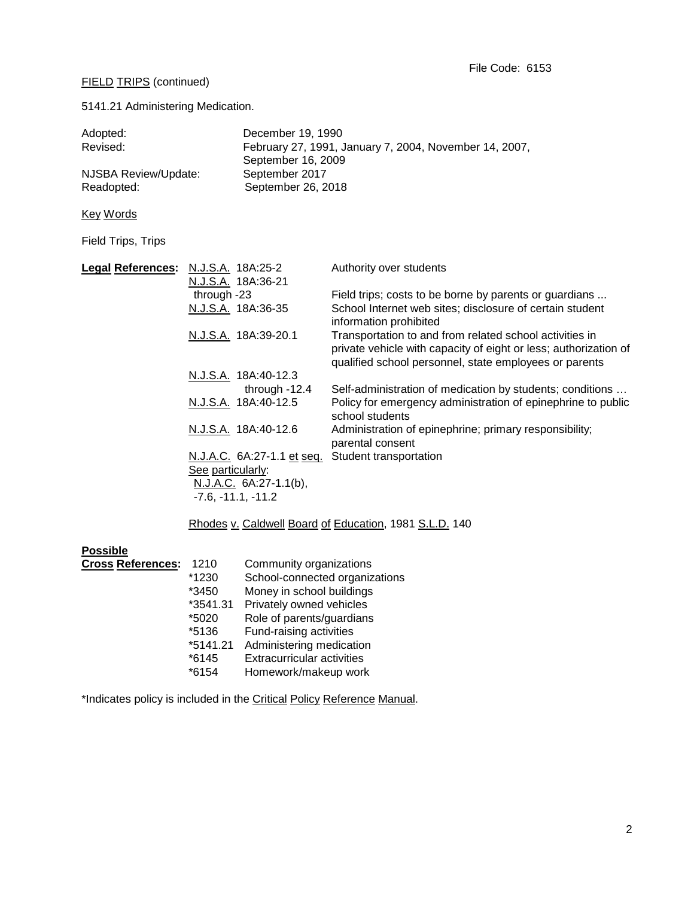File Code: 6153

FIELD TRIPS (continued)

5141.21 Administering Medication.

| | |
|---|---|
| Adopted: | December 19, 1990 |
| Revised: | February 27, 1991, January 7, 2004, November 14, 2007, September 16, 2009 |
| NJSBA Review/Update: | September 2017 |
| Readopted: | September 26, 2018 |

Key Words

Field Trips, Trips

| | | |
|---|---|---|
| **Legal References:** | N.J.S.A. 18A:25-2 | Authority over students |
| | N.J.S.A. 18A:36-21 through -23 | Field trips; costs to be borne by parents or guardians ... |
| | N.J.S.A. 18A:36-35 | School Internet web sites; disclosure of certain student information prohibited |
| | N.J.S.A. 18A:39-20.1 | Transportation to and from related school activities in private vehicle with capacity of eight or less; authorization of qualified school personnel, state employees or parents |
| | N.J.S.A. 18A:40-12.3 through -12.4 | Self-administration of medication by students; conditions … |
| | N.J.S.A. 18A:40-12.5 | Policy for emergency administration of epinephrine to public school students |
| | N.J.S.A. 18A:40-12.6 | Administration of epinephrine; primary responsibility; parental consent |
| | N.J.A.C. 6A:27-1.1 et seq. | Student transportation |
| | See particularly: N.J.A.C. 6A:27-1.1(b), -7.6, -11.1, -11.2 | |
| | Rhodes v. Caldwell Board of Education, 1981 S.L.D. 140 | |

| | | |
|---|---|---|
| **Possible Cross References:** | 1210 | Community organizations |
| | *1230 | School-connected organizations |
| | *3450 | Money in school buildings |
| | *3541.31 | Privately owned vehicles |
| | *5020 | Role of parents/guardians |
| | *5136 | Fund-raising activities |
| | *5141.21 | Administering medication |
| | *6145 | Extracurricular activities |
| | *6154 | Homework/makeup work |

*Indicates policy is included in the Critical Policy Reference Manual.